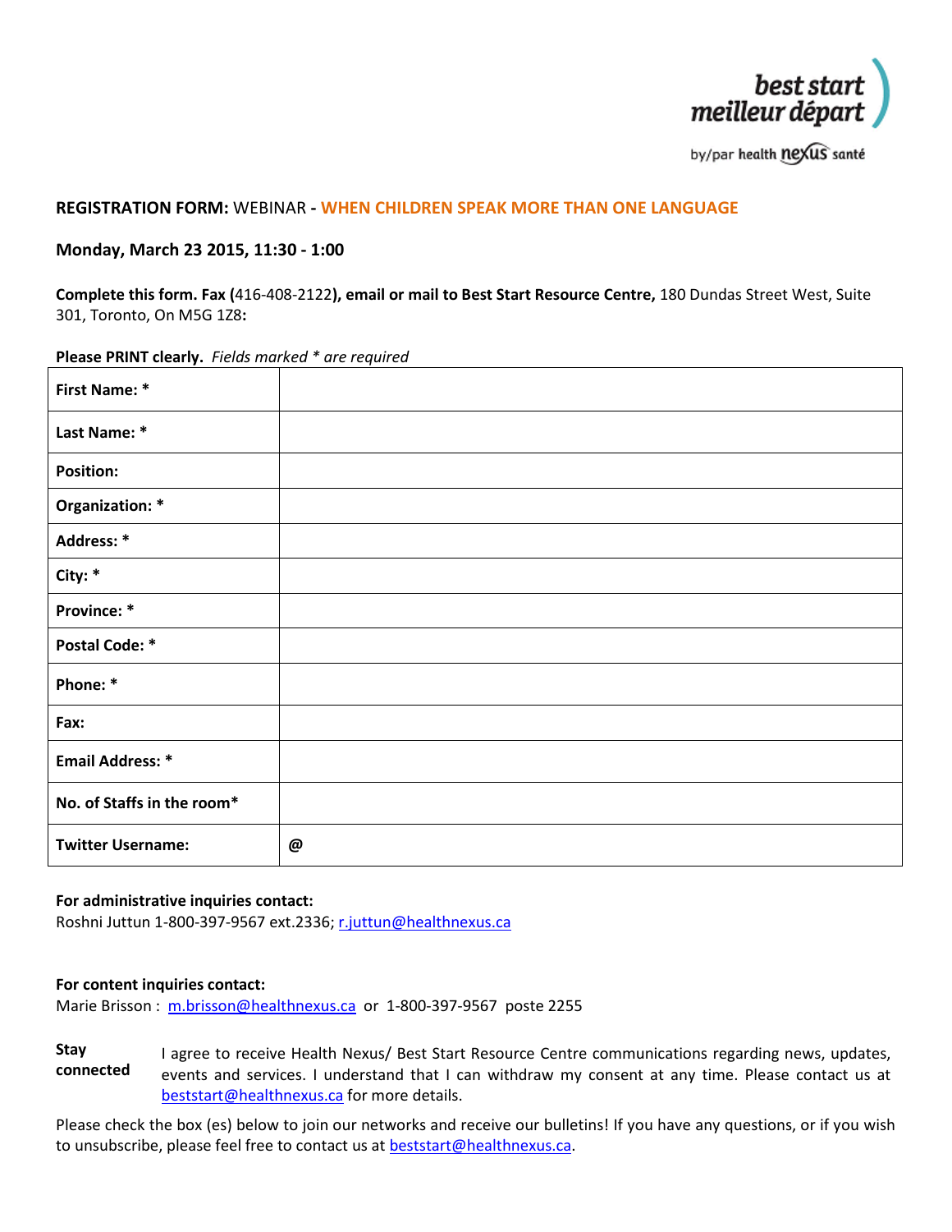best start
meilleur départ

by/par health nexus santé

**REGISTRATION FORM:** WEBINAR - **WHEN CHILDREN SPEAK MORE THAN ONE LANGUAGE**

**Monday, March 23 2015, 11:30 - 1:00**

**Complete this form. Fax (**416-408-2122**), email or mail to Best Start Resource Centre,** 180 Dundas Street West, Suite 301, Toronto, On M5G 1Z8**:**

**Please PRINT clearly.** *Fields marked * are required*

| | |
|---|---|
| **First Name: *** | |
| **Last Name: *** | |
| **Position:** | |
| **Organization: *** | |
| **Address: *** | |
| **City: *** | |
| **Province: *** | |
| **Postal Code: *** | |
| **Phone: *** | |
| **Fax:** | |
| **Email Address: *** | |
| **No. of Staffs in the room*** | |
| **Twitter Username:** | **@** |

**For administrative inquiries contact:**
Roshni Juttun 1-800-397-9567 ext.2336; r.juttun@healthnexus.ca

**For content inquiries contact:**
Marie Brisson : m.brisson@healthnexus.ca or 1-800-397-9567 poste 2255

**Stay connected** I agree to receive Health Nexus/ Best Start Resource Centre communications regarding news, updates, events and services. I understand that I can withdraw my consent at any time. Please contact us at beststart@healthnexus.ca for more details.

Please check the box (es) below to join our networks and receive our bulletins! If you have any questions, or if you wish to unsubscribe, please feel free to contact us at beststart@healthnexus.ca.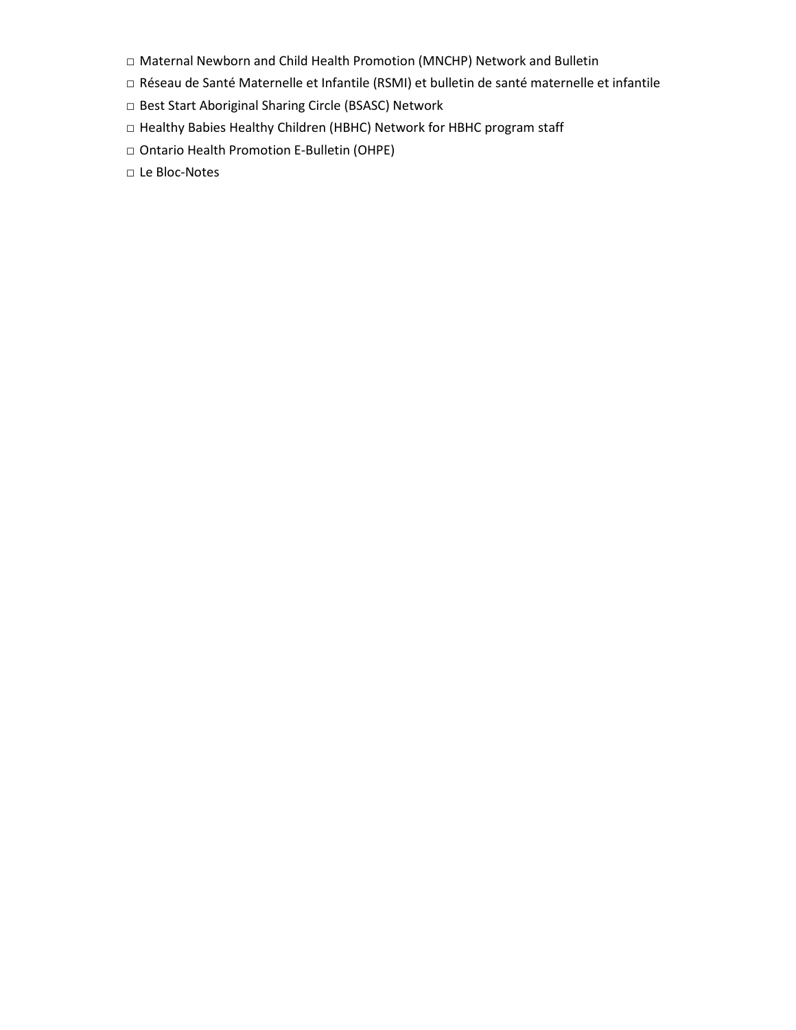□ Maternal Newborn and Child Health Promotion (MNCHP) Network and Bulletin

□ Réseau de Santé Maternelle et Infantile (RSMI) et bulletin de santé maternelle et infantile

□ Best Start Aboriginal Sharing Circle (BSASC) Network

□ Healthy Babies Healthy Children (HBHC) Network for HBHC program staff

□ Ontario Health Promotion E-Bulletin (OHPE)

□ Le Bloc-Notes